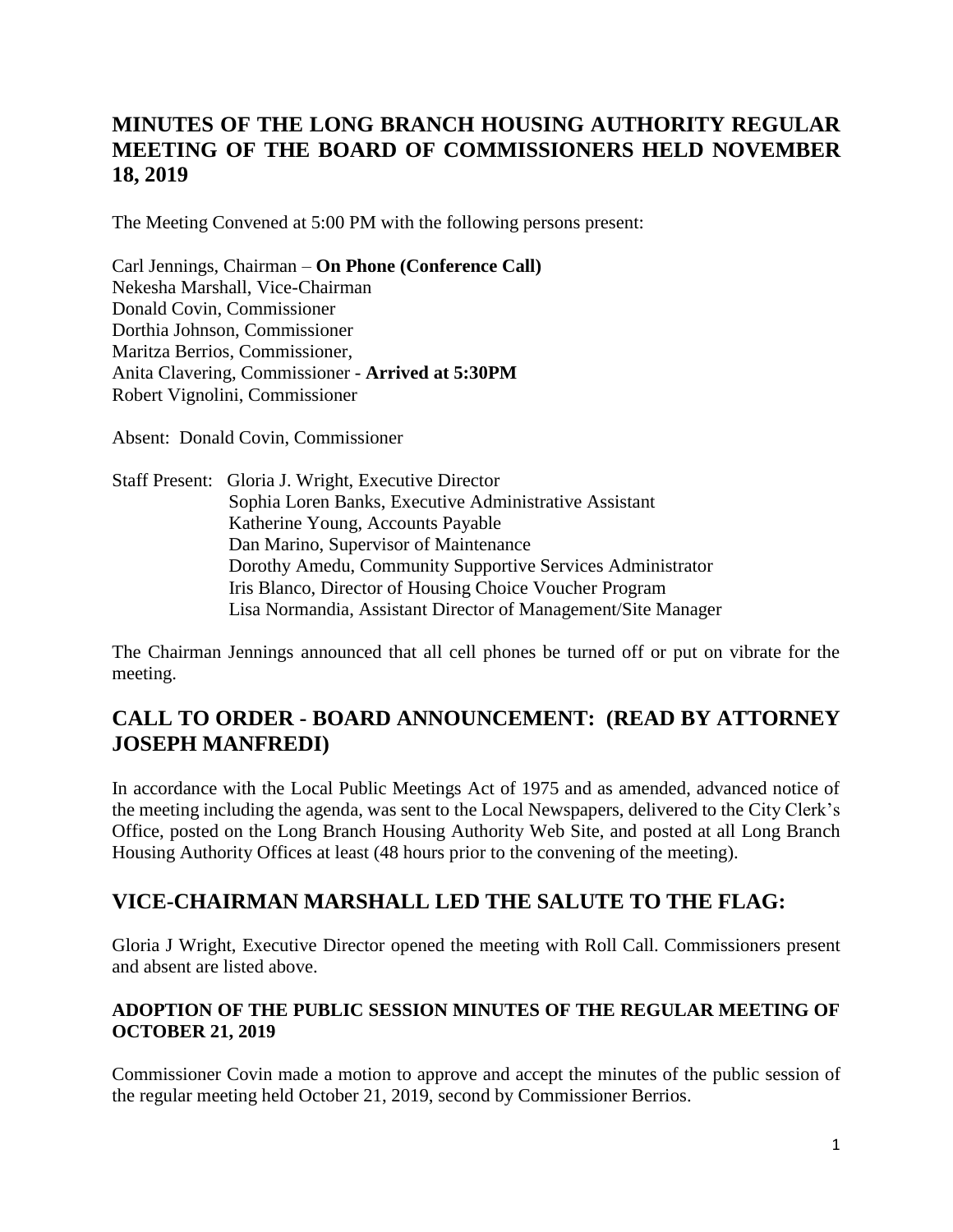# MINUTES OF THE LONG BRANCH HOUSING AUTHORITY REGULAR MEETING OF THE BOARD OF COMMISSIONERS HELD NOVEMBER 18, 2019

The Meeting Convened at 5:00 PM with the following persons present:

Carl Jennings, Chairman – **On Phone (Conference Call)**
Nekesha Marshall, Vice-Chairman
Donald Covin, Commissioner
Dorthia Johnson, Commissioner
Maritza Berrios, Commissioner,
Anita Clavering, Commissioner - **Arrived at 5:30PM**
Robert Vignolini, Commissioner

Absent: Donald Covin, Commissioner

Staff Present: Gloria J. Wright, Executive Director
Sophia Loren Banks, Executive Administrative Assistant
Katherine Young, Accounts Payable
Dan Marino, Supervisor of Maintenance
Dorothy Amedu, Community Supportive Services Administrator
Iris Blanco, Director of Housing Choice Voucher Program
Lisa Normandia, Assistant Director of Management/Site Manager

The Chairman Jennings announced that all cell phones be turned off or put on vibrate for the meeting.

## CALL TO ORDER - BOARD ANNOUNCEMENT: (READ BY ATTORNEY JOSEPH MANFREDI)

In accordance with the Local Public Meetings Act of 1975 and as amended, advanced notice of the meeting including the agenda, was sent to the Local Newspapers, delivered to the City Clerk's Office, posted on the Long Branch Housing Authority Web Site, and posted at all Long Branch Housing Authority Offices at least (48 hours prior to the convening of the meeting).

## VICE-CHAIRMAN MARSHALL LED THE SALUTE TO THE FLAG:

Gloria J Wright, Executive Director opened the meeting with Roll Call. Commissioners present and absent are listed above.

### ADOPTION OF THE PUBLIC SESSION MINUTES OF THE REGULAR MEETING OF OCTOBER 21, 2019

Commissioner Covin made a motion to approve and accept the minutes of the public session of the regular meeting held October 21, 2019, second by Commissioner Berrios.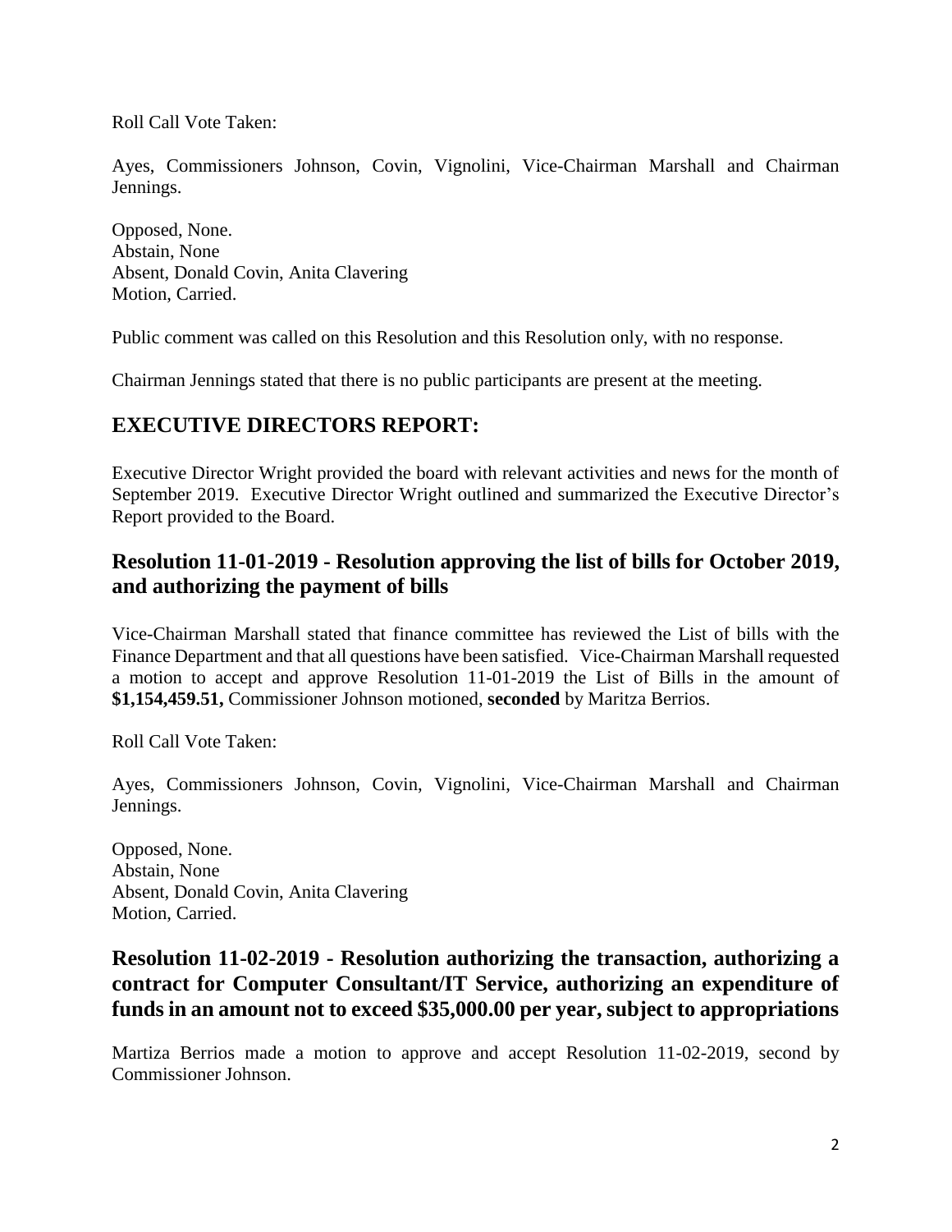Roll Call Vote Taken:

Ayes, Commissioners Johnson, Covin, Vignolini, Vice-Chairman Marshall and Chairman Jennings.

Opposed, None.
Abstain, None
Absent, Donald Covin, Anita Clavering
Motion, Carried.

Public comment was called on this Resolution and this Resolution only, with no response.

Chairman Jennings stated that there is no public participants are present at the meeting.

## EXECUTIVE DIRECTORS REPORT:

Executive Director Wright provided the board with relevant activities and news for the month of September 2019. Executive Director Wright outlined and summarized the Executive Director's Report provided to the Board.

### Resolution 11-01-2019 - Resolution approving the list of bills for October 2019, and authorizing the payment of bills

Vice-Chairman Marshall stated that finance committee has reviewed the List of bills with the Finance Department and that all questions have been satisfied. Vice-Chairman Marshall requested a motion to accept and approve Resolution 11-01-2019 the List of Bills in the amount of **$1,154,459.51,** Commissioner Johnson motioned, **seconded** by Maritza Berrios.

Roll Call Vote Taken:

Ayes, Commissioners Johnson, Covin, Vignolini, Vice-Chairman Marshall and Chairman Jennings.

Opposed, None.
Abstain, None
Absent, Donald Covin, Anita Clavering
Motion, Carried.

### Resolution 11-02-2019 - Resolution authorizing the transaction, authorizing a contract for Computer Consultant/IT Service, authorizing an expenditure of funds in an amount not to exceed $35,000.00 per year, subject to appropriations

Martiza Berrios made a motion to approve and accept Resolution 11-02-2019, second by Commissioner Johnson.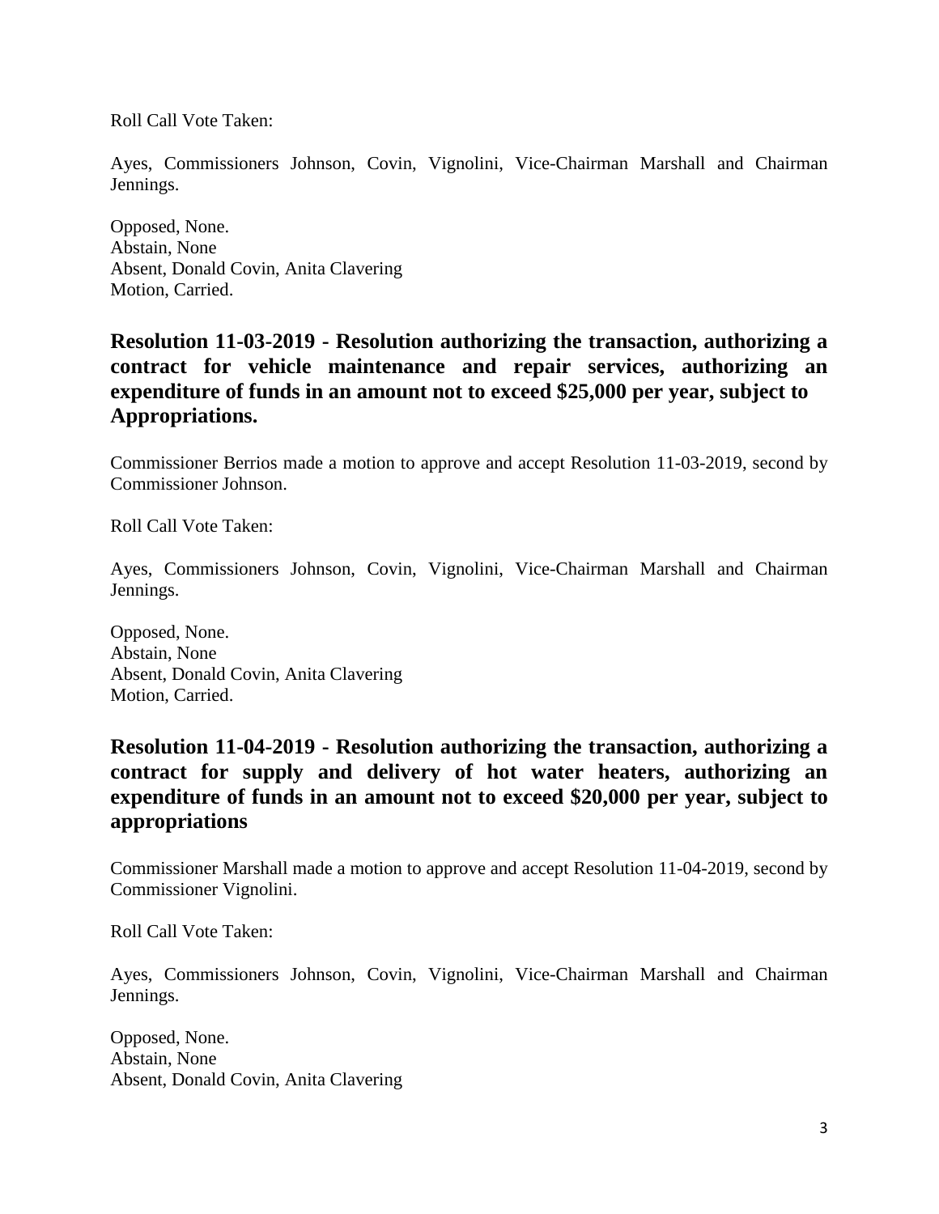Roll Call Vote Taken:

Ayes, Commissioners Johnson, Covin, Vignolini, Vice-Chairman Marshall and Chairman Jennings.

Opposed, None.
Abstain, None
Absent, Donald Covin, Anita Clavering
Motion, Carried.

## Resolution 11-03-2019 - Resolution authorizing the transaction, authorizing a contract for vehicle maintenance and repair services, authorizing an expenditure of funds in an amount not to exceed $25,000 per year, subject to Appropriations.

Commissioner Berrios made a motion to approve and accept Resolution 11-03-2019, second by Commissioner Johnson.

Roll Call Vote Taken:

Ayes, Commissioners Johnson, Covin, Vignolini, Vice-Chairman Marshall and Chairman Jennings.

Opposed, None.
Abstain, None
Absent, Donald Covin, Anita Clavering
Motion, Carried.

## Resolution 11-04-2019 - Resolution authorizing the transaction, authorizing a contract for supply and delivery of hot water heaters, authorizing an expenditure of funds in an amount not to exceed $20,000 per year, subject to appropriations

Commissioner Marshall made a motion to approve and accept Resolution 11-04-2019, second by Commissioner Vignolini.

Roll Call Vote Taken:

Ayes, Commissioners Johnson, Covin, Vignolini, Vice-Chairman Marshall and Chairman Jennings.

Opposed, None.
Abstain, None
Absent, Donald Covin, Anita Clavering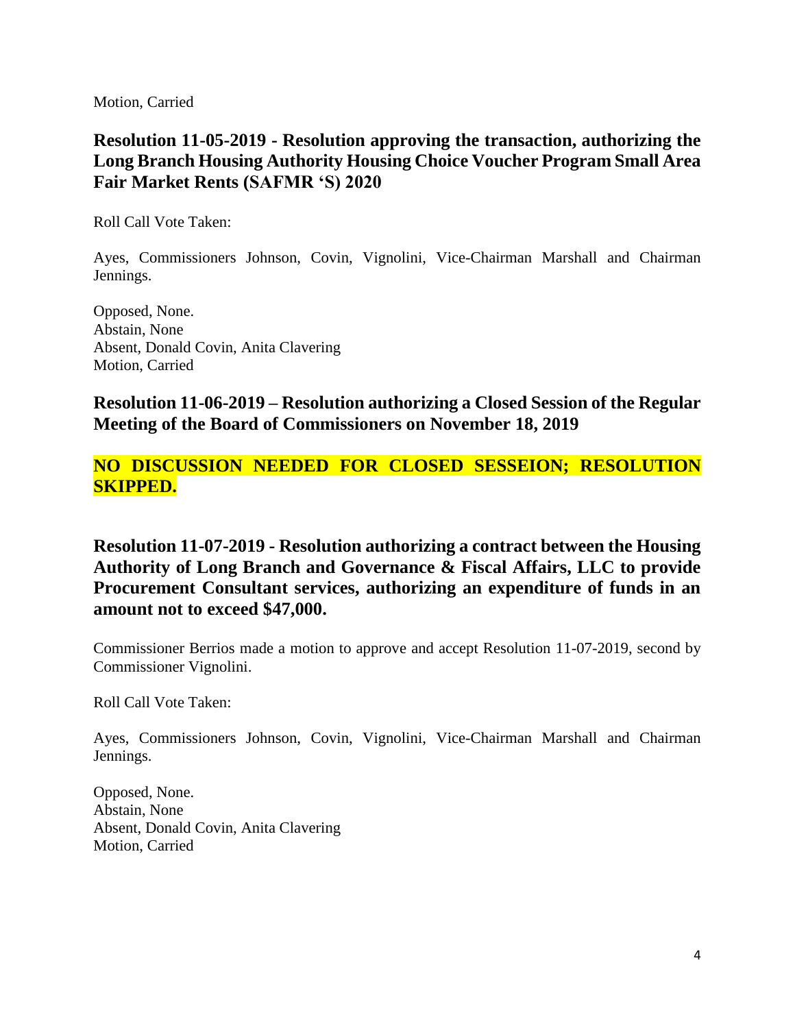Motion, Carried

**Resolution 11-05-2019 - Resolution approving the transaction, authorizing the Long Branch Housing Authority Housing Choice Voucher Program Small Area Fair Market Rents (SAFMR 'S) 2020**

Roll Call Vote Taken:

Ayes, Commissioners Johnson, Covin, Vignolini, Vice-Chairman Marshall and Chairman Jennings.

Opposed, None.
Abstain, None
Absent, Donald Covin, Anita Clavering
Motion, Carried

**Resolution 11-06-2019 – Resolution authorizing a Closed Session of the Regular Meeting of the Board of Commissioners on November 18, 2019**

**NO DISCUSSION NEEDED FOR CLOSED SESSEION; RESOLUTION SKIPPED.**

**Resolution 11-07-2019 - Resolution authorizing a contract between the Housing Authority of Long Branch and Governance & Fiscal Affairs, LLC to provide Procurement Consultant services, authorizing an expenditure of funds in an amount not to exceed $47,000.**

Commissioner Berrios made a motion to approve and accept Resolution 11-07-2019, second by Commissioner Vignolini.

Roll Call Vote Taken:

Ayes, Commissioners Johnson, Covin, Vignolini, Vice-Chairman Marshall and Chairman Jennings.

Opposed, None.
Abstain, None
Absent, Donald Covin, Anita Clavering
Motion, Carried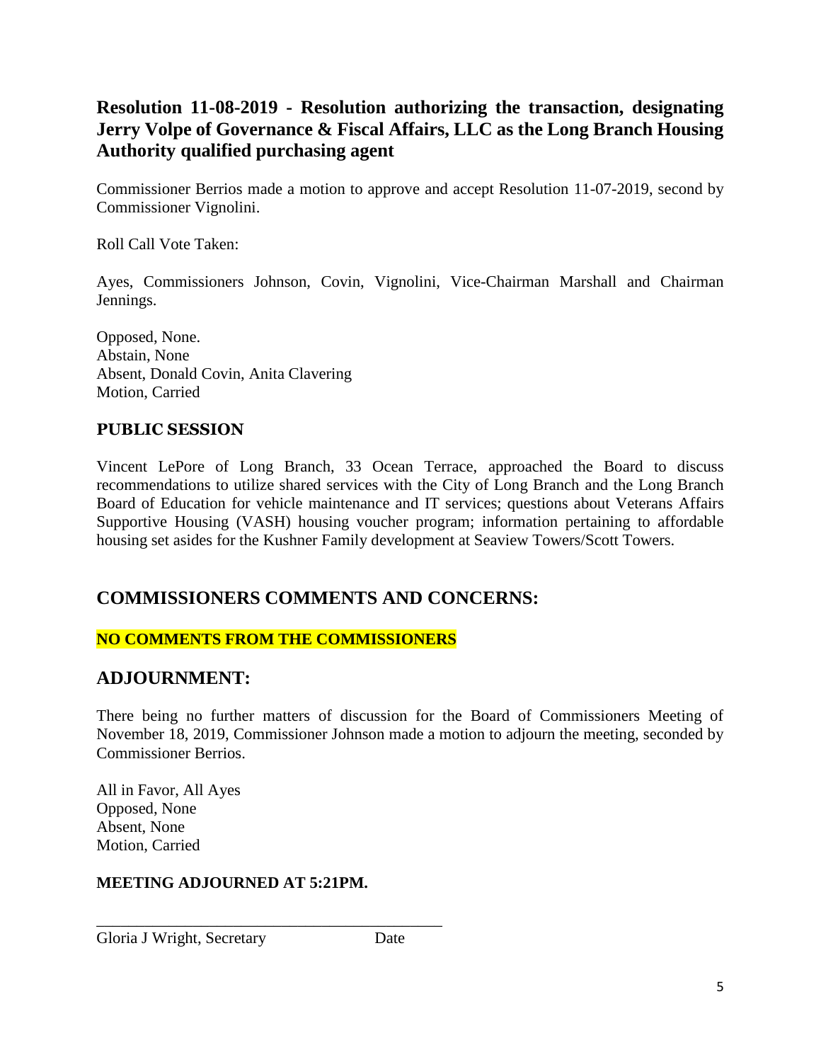### Resolution 11-08-2019 - Resolution authorizing the transaction, designating Jerry Volpe of Governance & Fiscal Affairs, LLC as the Long Branch Housing Authority qualified purchasing agent

Commissioner Berrios made a motion to approve and accept Resolution 11-07-2019, second by Commissioner Vignolini.

Roll Call Vote Taken:

Ayes, Commissioners Johnson, Covin, Vignolini, Vice-Chairman Marshall and Chairman Jennings.

Opposed, None.
Abstain, None
Absent, Donald Covin, Anita Clavering
Motion, Carried

### PUBLIC SESSION

Vincent LePore of Long Branch, 33 Ocean Terrace, approached the Board to discuss recommendations to utilize shared services with the City of Long Branch and the Long Branch Board of Education for vehicle maintenance and IT services; questions about Veterans Affairs Supportive Housing (VASH) housing voucher program; information pertaining to affordable housing set asides for the Kushner Family development at Seaview Towers/Scott Towers.

## COMMISSIONERS COMMENTS AND CONCERNS:

**NO COMMENTS FROM THE COMMISSIONERS**

## ADJOURNMENT:

There being no further matters of discussion for the Board of Commissioners Meeting of November 18, 2019, Commissioner Johnson made a motion to adjourn the meeting, seconded by Commissioner Berrios.

All in Favor, All Ayes
Opposed, None
Absent, None
Motion, Carried

**MEETING ADJOURNED AT 5:21PM.**

_____________________________________________
Gloria J Wright, Secretary Date